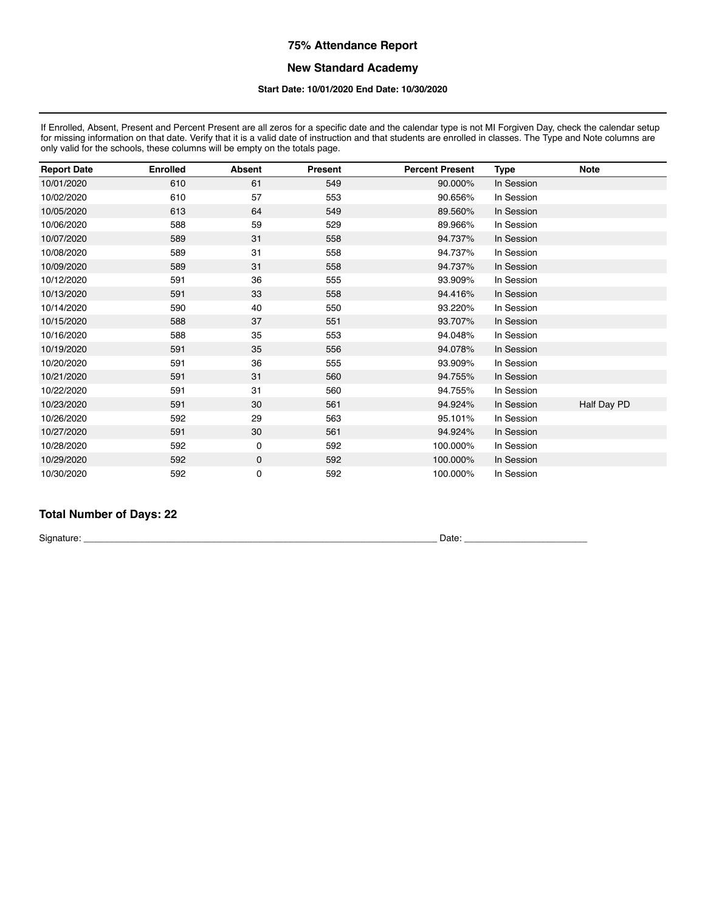# 75% Attendance Report

## New Standard Academy

### Start Date: 10/01/2020 End Date: 10/30/2020

If Enrolled, Absent, Present and Percent Present are all zeros for a specific date and the calendar type is not MI Forgiven Day, check the calendar setup for missing information on that date. Verify that it is a valid date of instruction and that students are enrolled in classes. The Type and Note columns are only valid for the schools, these columns will be empty on the totals page.

| Report Date | Enrolled | Absent | Present | Percent Present | Type | Note |
|---|---|---|---|---|---|---|
| 10/01/2020 | 610 | 61 | 549 | 90.000% | In Session | |
| 10/02/2020 | 610 | 57 | 553 | 90.656% | In Session | |
| 10/05/2020 | 613 | 64 | 549 | 89.560% | In Session | |
| 10/06/2020 | 588 | 59 | 529 | 89.966% | In Session | |
| 10/07/2020 | 589 | 31 | 558 | 94.737% | In Session | |
| 10/08/2020 | 589 | 31 | 558 | 94.737% | In Session | |
| 10/09/2020 | 589 | 31 | 558 | 94.737% | In Session | |
| 10/12/2020 | 591 | 36 | 555 | 93.909% | In Session | |
| 10/13/2020 | 591 | 33 | 558 | 94.416% | In Session | |
| 10/14/2020 | 590 | 40 | 550 | 93.220% | In Session | |
| 10/15/2020 | 588 | 37 | 551 | 93.707% | In Session | |
| 10/16/2020 | 588 | 35 | 553 | 94.048% | In Session | |
| 10/19/2020 | 591 | 35 | 556 | 94.078% | In Session | |
| 10/20/2020 | 591 | 36 | 555 | 93.909% | In Session | |
| 10/21/2020 | 591 | 31 | 560 | 94.755% | In Session | |
| 10/22/2020 | 591 | 31 | 560 | 94.755% | In Session | |
| 10/23/2020 | 591 | 30 | 561 | 94.924% | In Session | Half Day PD |
| 10/26/2020 | 592 | 29 | 563 | 95.101% | In Session | |
| 10/27/2020 | 591 | 30 | 561 | 94.924% | In Session | |
| 10/28/2020 | 592 | 0 | 592 | 100.000% | In Session | |
| 10/29/2020 | 592 | 0 | 592 | 100.000% | In Session | |
| 10/30/2020 | 592 | 0 | 592 | 100.000% | In Session | |

**Total Number of Days: 22**

Signature: ______________________________________________________________________ Date: ________________________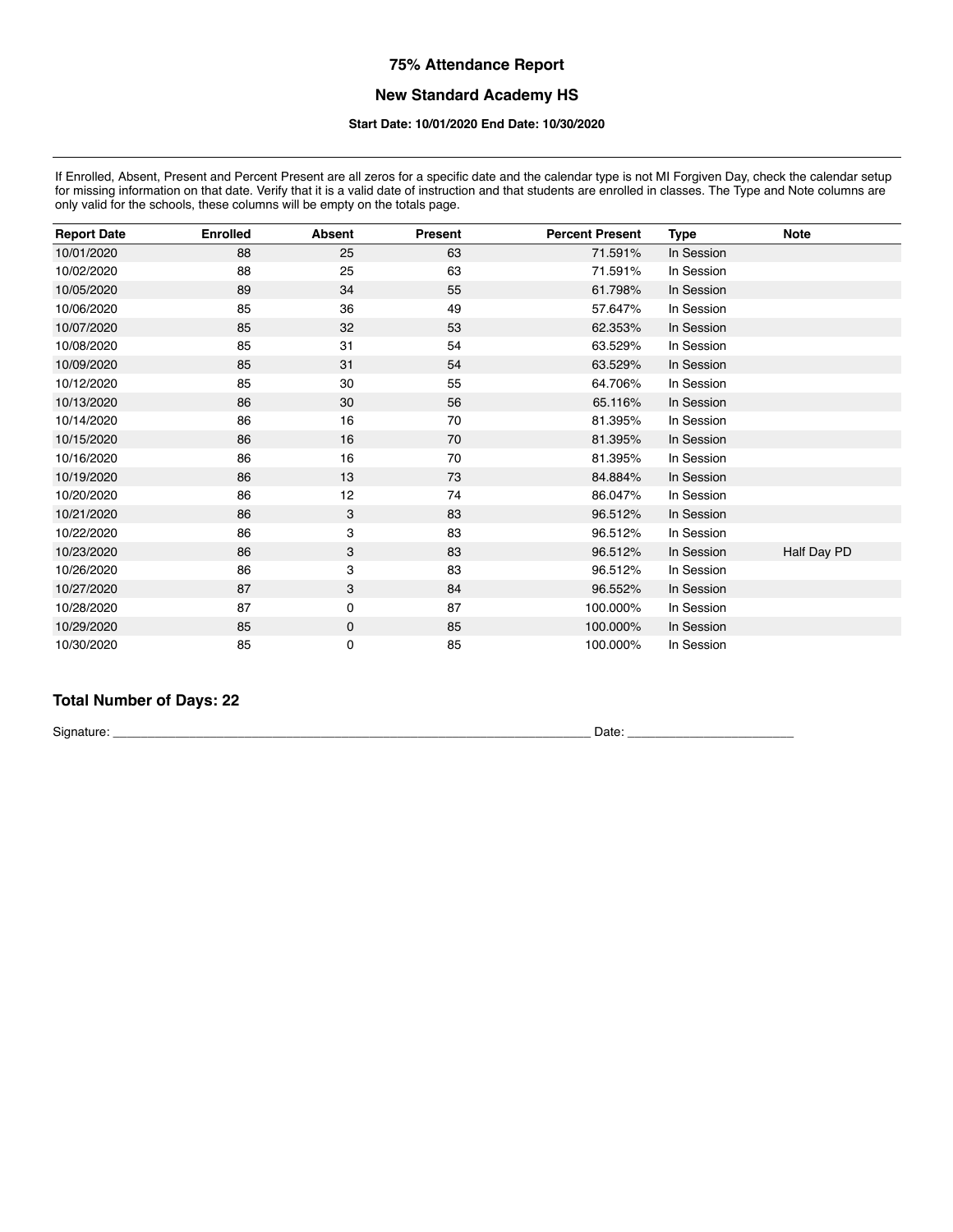# 75% Attendance Report

## New Standard Academy HS

**Start Date: 10/01/2020 End Date: 10/30/2020**

If Enrolled, Absent, Present and Percent Present are all zeros for a specific date and the calendar type is not MI Forgiven Day, check the calendar setup for missing information on that date. Verify that it is a valid date of instruction and that students are enrolled in classes. The Type and Note columns are only valid for the schools, these columns will be empty on the totals page.

| Report Date | Enrolled | Absent | Present | Percent Present | Type | Note |
|---|---|---|---|---|---|---|
| 10/01/2020 | 88 | 25 | 63 | 71.591% | In Session | |
| 10/02/2020 | 88 | 25 | 63 | 71.591% | In Session | |
| 10/05/2020 | 89 | 34 | 55 | 61.798% | In Session | |
| 10/06/2020 | 85 | 36 | 49 | 57.647% | In Session | |
| 10/07/2020 | 85 | 32 | 53 | 62.353% | In Session | |
| 10/08/2020 | 85 | 31 | 54 | 63.529% | In Session | |
| 10/09/2020 | 85 | 31 | 54 | 63.529% | In Session | |
| 10/12/2020 | 85 | 30 | 55 | 64.706% | In Session | |
| 10/13/2020 | 86 | 30 | 56 | 65.116% | In Session | |
| 10/14/2020 | 86 | 16 | 70 | 81.395% | In Session | |
| 10/15/2020 | 86 | 16 | 70 | 81.395% | In Session | |
| 10/16/2020 | 86 | 16 | 70 | 81.395% | In Session | |
| 10/19/2020 | 86 | 13 | 73 | 84.884% | In Session | |
| 10/20/2020 | 86 | 12 | 74 | 86.047% | In Session | |
| 10/21/2020 | 86 | 3 | 83 | 96.512% | In Session | |
| 10/22/2020 | 86 | 3 | 83 | 96.512% | In Session | |
| 10/23/2020 | 86 | 3 | 83 | 96.512% | In Session | Half Day PD |
| 10/26/2020 | 86 | 3 | 83 | 96.512% | In Session | |
| 10/27/2020 | 87 | 3 | 84 | 96.552% | In Session | |
| 10/28/2020 | 87 | 0 | 87 | 100.000% | In Session | |
| 10/29/2020 | 85 | 0 | 85 | 100.000% | In Session | |
| 10/30/2020 | 85 | 0 | 85 | 100.000% | In Session | |

### Total Number of Days: 22

Signature: ________________________________________ Date: ____________________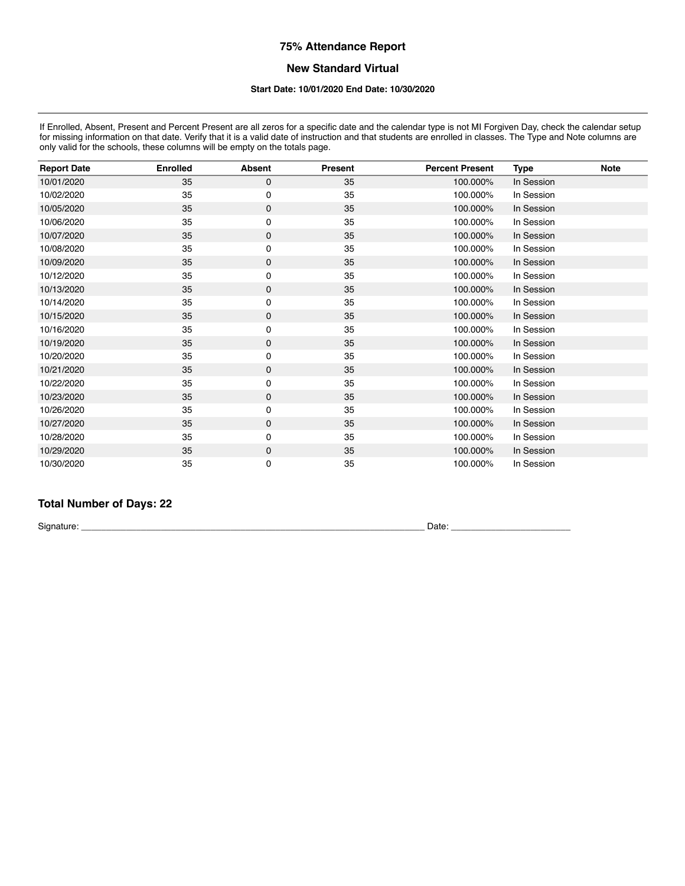# 75% Attendance Report

## New Standard Virtual

### Start Date: 10/01/2020 End Date: 10/30/2020

If Enrolled, Absent, Present and Percent Present are all zeros for a specific date and the calendar type is not MI Forgiven Day, check the calendar setup for missing information on that date. Verify that it is a valid date of instruction and that students are enrolled in classes. The Type and Note columns are only valid for the schools, these columns will be empty on the totals page.

| Report Date | Enrolled | Absent | Present | Percent Present | Type | Note |
|---|---|---|---|---|---|---|
| 10/01/2020 | 35 | 0 | 35 | 100.000% | In Session | |
| 10/02/2020 | 35 | 0 | 35 | 100.000% | In Session | |
| 10/05/2020 | 35 | 0 | 35 | 100.000% | In Session | |
| 10/06/2020 | 35 | 0 | 35 | 100.000% | In Session | |
| 10/07/2020 | 35 | 0 | 35 | 100.000% | In Session | |
| 10/08/2020 | 35 | 0 | 35 | 100.000% | In Session | |
| 10/09/2020 | 35 | 0 | 35 | 100.000% | In Session | |
| 10/12/2020 | 35 | 0 | 35 | 100.000% | In Session | |
| 10/13/2020 | 35 | 0 | 35 | 100.000% | In Session | |
| 10/14/2020 | 35 | 0 | 35 | 100.000% | In Session | |
| 10/15/2020 | 35 | 0 | 35 | 100.000% | In Session | |
| 10/16/2020 | 35 | 0 | 35 | 100.000% | In Session | |
| 10/19/2020 | 35 | 0 | 35 | 100.000% | In Session | |
| 10/20/2020 | 35 | 0 | 35 | 100.000% | In Session | |
| 10/21/2020 | 35 | 0 | 35 | 100.000% | In Session | |
| 10/22/2020 | 35 | 0 | 35 | 100.000% | In Session | |
| 10/23/2020 | 35 | 0 | 35 | 100.000% | In Session | |
| 10/26/2020 | 35 | 0 | 35 | 100.000% | In Session | |
| 10/27/2020 | 35 | 0 | 35 | 100.000% | In Session | |
| 10/28/2020 | 35 | 0 | 35 | 100.000% | In Session | |
| 10/29/2020 | 35 | 0 | 35 | 100.000% | In Session | |
| 10/30/2020 | 35 | 0 | 35 | 100.000% | In Session | |

**Total Number of Days: 22**

Signature: ______________________________________________ Date: ____________________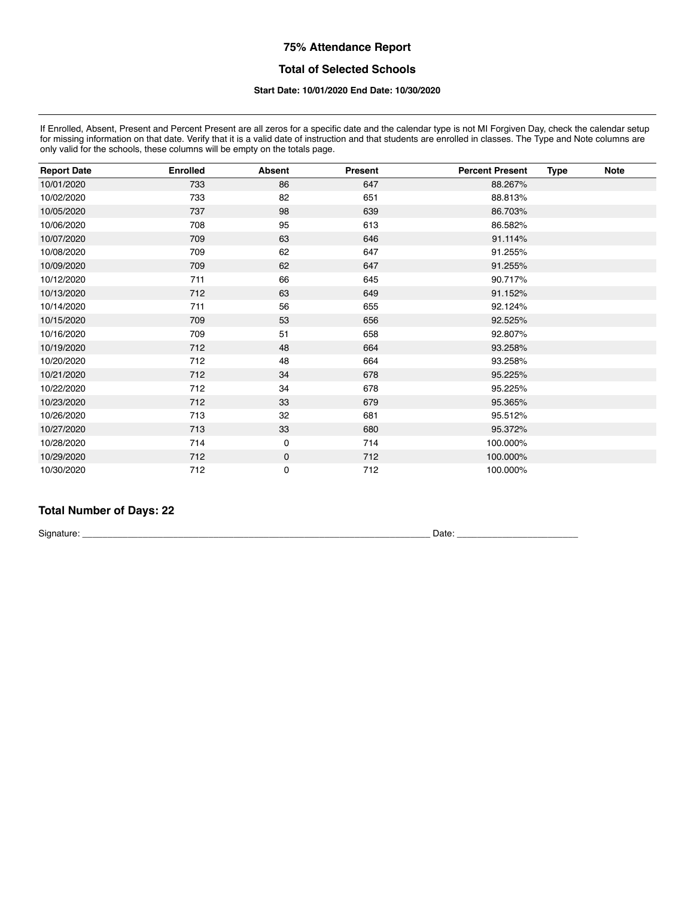# 75% Attendance Report

## Total of Selected Schools

**Start Date: 10/01/2020 End Date: 10/30/2020**

---

If Enrolled, Absent, Present and Percent Present are all zeros for a specific date and the calendar type is not MI Forgiven Day, check the calendar setup for missing information on that date. Verify that it is a valid date of instruction and that students are enrolled in classes. The Type and Note columns are only valid for the schools, these columns will be empty on the totals page.

| Report Date | Enrolled | Absent | Present | Percent Present | Type | Note |
|---|---|---|---|---|---|---|
| 10/01/2020 | 733 | 86 | 647 | 88.267% | | |
| 10/02/2020 | 733 | 82 | 651 | 88.813% | | |
| 10/05/2020 | 737 | 98 | 639 | 86.703% | | |
| 10/06/2020 | 708 | 95 | 613 | 86.582% | | |
| 10/07/2020 | 709 | 63 | 646 | 91.114% | | |
| 10/08/2020 | 709 | 62 | 647 | 91.255% | | |
| 10/09/2020 | 709 | 62 | 647 | 91.255% | | |
| 10/12/2020 | 711 | 66 | 645 | 90.717% | | |
| 10/13/2020 | 712 | 63 | 649 | 91.152% | | |
| 10/14/2020 | 711 | 56 | 655 | 92.124% | | |
| 10/15/2020 | 709 | 53 | 656 | 92.525% | | |
| 10/16/2020 | 709 | 51 | 658 | 92.807% | | |
| 10/19/2020 | 712 | 48 | 664 | 93.258% | | |
| 10/20/2020 | 712 | 48 | 664 | 93.258% | | |
| 10/21/2020 | 712 | 34 | 678 | 95.225% | | |
| 10/22/2020 | 712 | 34 | 678 | 95.225% | | |
| 10/23/2020 | 712 | 33 | 679 | 95.365% | | |
| 10/26/2020 | 713 | 32 | 681 | 95.512% | | |
| 10/27/2020 | 713 | 33 | 680 | 95.372% | | |
| 10/28/2020 | 714 | 0 | 714 | 100.000% | | |
| 10/29/2020 | 712 | 0 | 712 | 100.000% | | |
| 10/30/2020 | 712 | 0 | 712 | 100.000% | | |

### Total Number of Days: 22

Signature: ________________________________________________ Date: ____________________